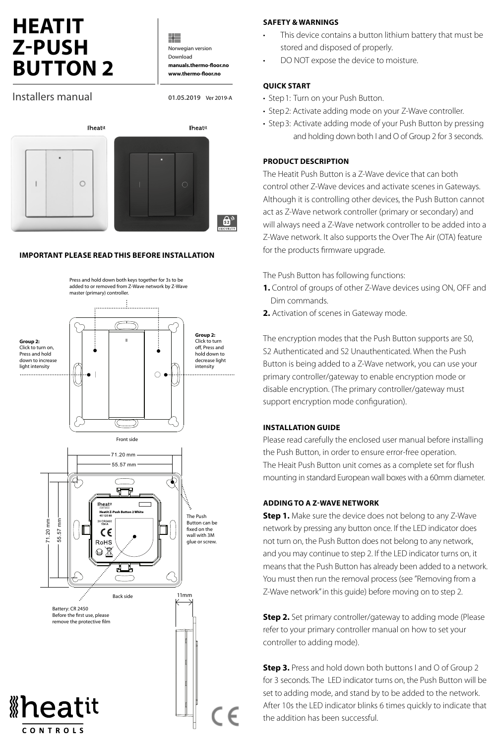# HEATIT Z-PUSH BUTTON 2

Installers manual

Norwegian version
Download
**manuals.thermo-floor.no**
**www.thermo-floor.no**

**01.05.2019** Ver 2019-A

**IMPORTANT PLEASE READ THIS BEFORE INSTALLATION**

Press and hold down both keys together for 3s to be added to or removed from Z-Wave network by Z-Wave master (primary) controller.

**Group 2:** Click to turn on, Press and hold down to increase light intensity

**Group 2:** Click to turn off, Press and hold down to decrease light intensity

Front side

71.20 mm
55.57 mm

The Push Button can be fixed on the wall with 3M glue or screw.

Back side

11mm

Battery: CR 2450
Before the first use, please remove the protective film

## SAFETY & WARNINGS

- This device contains a button lithium battery that must be stored and disposed of properly.
- DO NOT expose the device to moisture.

## QUICK START

- Step 1: Turn on your Push Button.
- Step 2: Activate adding mode on your Z-Wave controller.
- Step 3: Activate adding mode of your Push Button by pressing and holding down both I and O of Group 2 for 3 seconds.

## PRODUCT DESCRIPTION

The Heatit Push Button is a Z-Wave device that can both control other Z-Wave devices and activate scenes in Gateways. Although it is controlling other devices, the Push Button cannot act as Z-Wave network controller (primary or secondary) and will always need a Z-Wave network controller to be added into a Z-Wave network. It also supports the Over The Air (OTA) feature for the products firmware upgrade.

The Push Button has following functions:

**1.** Control of groups of other Z-Wave devices using ON, OFF and Dim commands.
**2.** Activation of scenes in Gateway mode.

The encryption modes that the Push Button supports are S0, S2 Authenticated and S2 Unauthenticated. When the Push Button is being added to a Z-Wave network, you can use your primary controller/gateway to enable encryption mode or disable encryption. (The primary controller/gateway must support encryption mode configuration).

## INSTALLATION GUIDE

Please read carefully the enclosed user manual before installing the Push Button, in order to ensure error-free operation.
The Heait Push Button unit comes as a complete set for flush mounting in standard European wall boxes with a 60mm diameter.

## ADDING TO A Z-WAVE NETWORK

**Step 1.** Make sure the device does not belong to any Z-Wave network by pressing any button once. If the LED indicator does not turn on, the Push Button does not belong to any network, and you may continue to step 2. If the LED indicator turns on, it means that the Push Button has already been added to a network. You must then run the removal process (see "Removing from a Z-Wave network" in this guide) before moving on to step 2.

**Step 2.** Set primary controller/gateway to adding mode (Please refer to your primary controller manual on how to set your controller to adding mode).

**Step 3.** Press and hold down both buttons I and O of Group 2 for 3 seconds. The LED indicator turns on, the Push Button will be set to adding mode, and stand by to be added to the network. After 10s the LED indicator blinks 6 times quickly to indicate that the addition has been successful.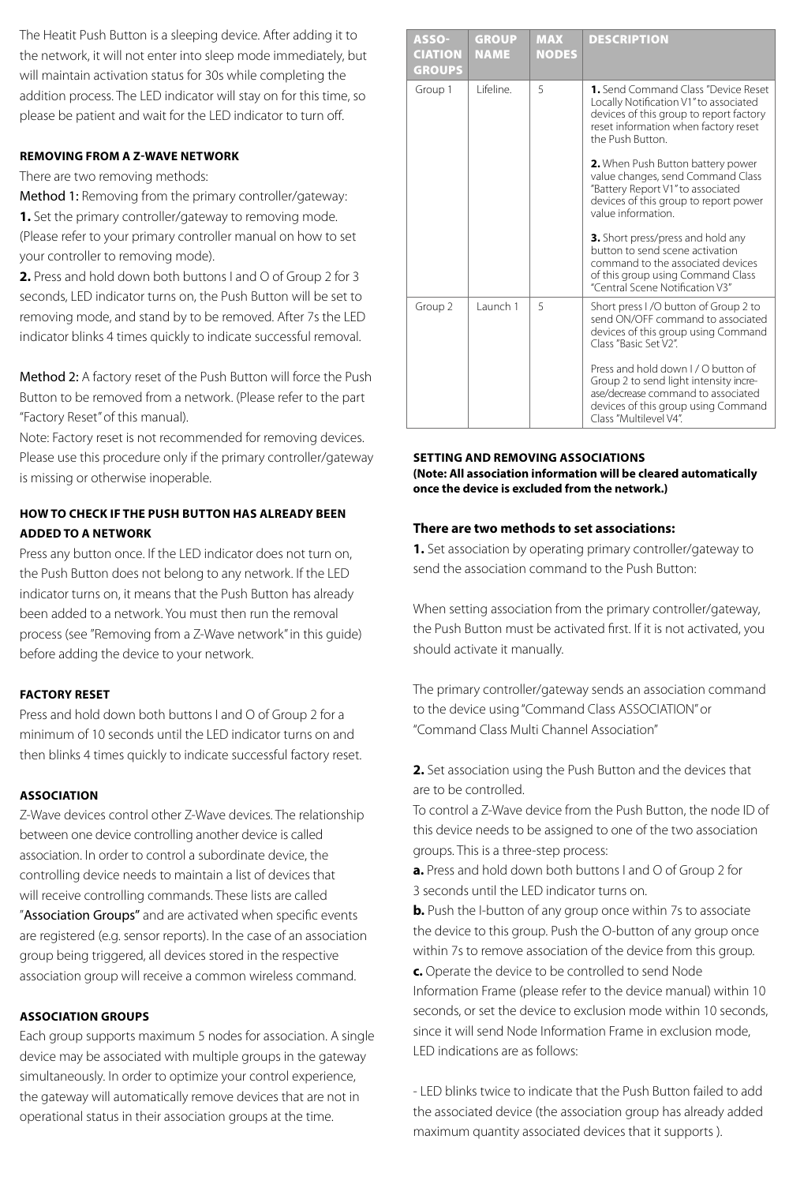The Heatit Push Button is a sleeping device. After adding it to the network, it will not enter into sleep mode immediately, but will maintain activation status for 30s while completing the addition process. The LED indicator will stay on for this time, so please be patient and wait for the LED indicator to turn off.

#### REMOVING FROM A Z-WAVE NETWORK

There are two removing methods:

Method 1: Removing from the primary controller/gateway:

**1.** Set the primary controller/gateway to removing mode. (Please refer to your primary controller manual on how to set your controller to removing mode).

**2.** Press and hold down both buttons I and O of Group 2 for 3 seconds, LED indicator turns on, the Push Button will be set to removing mode, and stand by to be removed. After 7s the LED indicator blinks 4 times quickly to indicate successful removal.

Method 2: A factory reset of the Push Button will force the Push Button to be removed from a network. (Please refer to the part "Factory Reset" of this manual).

Note: Factory reset is not recommended for removing devices. Please use this procedure only if the primary controller/gateway is missing or otherwise inoperable.

#### HOW TO CHECK IF THE PUSH BUTTON HAS ALREADY BEEN ADDED TO A NETWORK

Press any button once. If the LED indicator does not turn on, the Push Button does not belong to any network. If the LED indicator turns on, it means that the Push Button has already been added to a network. You must then run the removal process (see "Removing from a Z-Wave network" in this guide) before adding the device to your network.

#### FACTORY RESET

Press and hold down both buttons I and O of Group 2 for a minimum of 10 seconds until the LED indicator turns on and then blinks 4 times quickly to indicate successful factory reset.

#### ASSOCIATION

Z-Wave devices control other Z-Wave devices. The relationship between one device controlling another device is called association. In order to control a subordinate device, the controlling device needs to maintain a list of devices that will receive controlling commands. These lists are called "Association Groups" and are activated when specific events are registered (e.g. sensor reports). In the case of an association group being triggered, all devices stored in the respective association group will receive a common wireless command.

#### ASSOCIATION GROUPS

Each group supports maximum 5 nodes for association. A single device may be associated with multiple groups in the gateway simultaneously. In order to optimize your control experience, the gateway will automatically remove devices that are not in operational status in their association groups at the time.

| ASSOCIATION GROUPS | GROUP NAME | MAX NODES | DESCRIPTION |
|---|---|---|---|
| Group 1 | Lifeline. | 5 | **1.** Send Command Class "Device Reset Locally Notification V1" to associated devices of this group to report factory reset information when factory reset the Push Button.<br><br>**2.** When Push Button battery power value changes, send Command Class "Battery Report V1" to associated devices of this group to report power value information.<br><br>**3.** Short press/press and hold any button to send scene activation command to the associated devices of this group using Command Class "Central Scene Notification V3" |
| Group 2 | Launch 1 | 5 | Short press I /O button of Group 2 to send ON/OFF command to associated devices of this group using Command Class "Basic Set V2".<br><br>Press and hold down I / O button of Group 2 to send light intensity increase/decrease command to associated devices of this group using Command Class "Multilevel V4". |

#### SETTING AND REMOVING ASSOCIATIONS

**(Note: All association information will be cleared automatically once the device is excluded from the network.)**

**There are two methods to set associations:**

**1.** Set association by operating primary controller/gateway to send the association command to the Push Button:

When setting association from the primary controller/gateway, the Push Button must be activated first. If it is not activated, you should activate it manually.

The primary controller/gateway sends an association command to the device using "Command Class ASSOCIATION" or "Command Class Multi Channel Association"

**2.** Set association using the Push Button and the devices that are to be controlled.

To control a Z-Wave device from the Push Button, the node ID of this device needs to be assigned to one of the two association groups. This is a three-step process:

**a.** Press and hold down both buttons I and O of Group 2 for 3 seconds until the LED indicator turns on.

**b.** Push the I-button of any group once within 7s to associate the device to this group. Push the O-button of any group once within 7s to remove association of the device from this group.

**c.** Operate the device to be controlled to send Node Information Frame (please refer to the device manual) within 10 seconds, or set the device to exclusion mode within 10 seconds, since it will send Node Information Frame in exclusion mode, LED indications are as follows:

- LED blinks twice to indicate that the Push Button failed to add the associated device (the association group has already added maximum quantity associated devices that it supports ).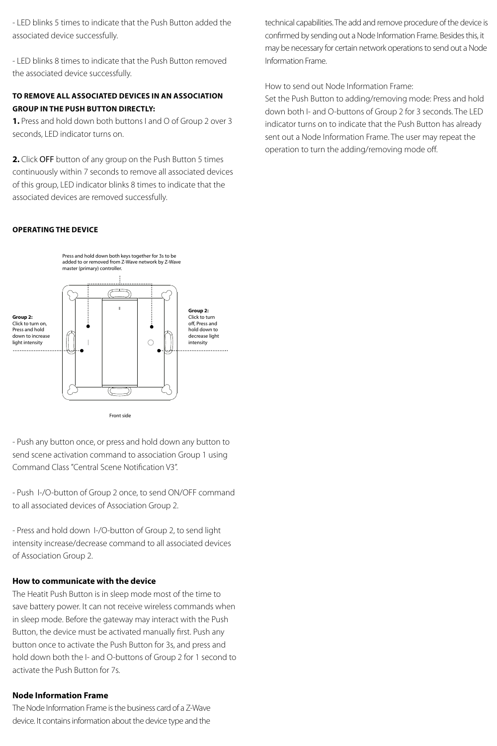- LED blinks 5 times to indicate that the Push Button added the associated device successfully.

- LED blinks 8 times to indicate that the Push Button removed the associated device successfully.

**TO REMOVE ALL ASSOCIATED DEVICES IN AN ASSOCIATION GROUP IN THE PUSH BUTTON DIRECTLY:**

**1.** Press and hold down both buttons I and O of Group 2 over 3 seconds, LED indicator turns on.

**2.** Click OFF button of any group on the Push Button 5 times continuously within 7 seconds to remove all associated devices of this group, LED indicator blinks 8 times to indicate that the associated devices are removed successfully.

**OPERATING THE DEVICE**

Press and hold down both keys together for 3s to be added to or removed from Z-Wave network by Z-Wave master (primary) controller.

**Group 2:** Click to turn on, Press and hold down to increase light intensity

**Group 2:** Click to turn off, Press and hold down to decrease light intensity

Front side

- Push any button once, or press and hold down any button to send scene activation command to association Group 1 using Command Class "Central Scene Notification V3".

- Push I-/O-button of Group 2 once, to send ON/OFF command to all associated devices of Association Group 2.

- Press and hold down I-/O-button of Group 2, to send light intensity increase/decrease command to all associated devices of Association Group 2.

### How to communicate with the device

The Heatit Push Button is in sleep mode most of the time to save battery power. It can not receive wireless commands when in sleep mode. Before the gateway may interact with the Push Button, the device must be activated manually first. Push any button once to activate the Push Button for 3s, and press and hold down both the I- and O-buttons of Group 2 for 1 second to activate the Push Button for 7s.

### Node Information Frame

The Node Information Frame is the business card of a Z-Wave device. It contains information about the device type and the technical capabilities. The add and remove procedure of the device is confirmed by sending out a Node Information Frame. Besides this, it may be necessary for certain network operations to send out a Node Information Frame.

How to send out Node Information Frame:
Set the Push Button to adding/removing mode: Press and hold down both I- and O-buttons of Group 2 for 3 seconds. The LED indicator turns on to indicate that the Push Button has already sent out a Node Information Frame. The user may repeat the operation to turn the adding/removing mode off.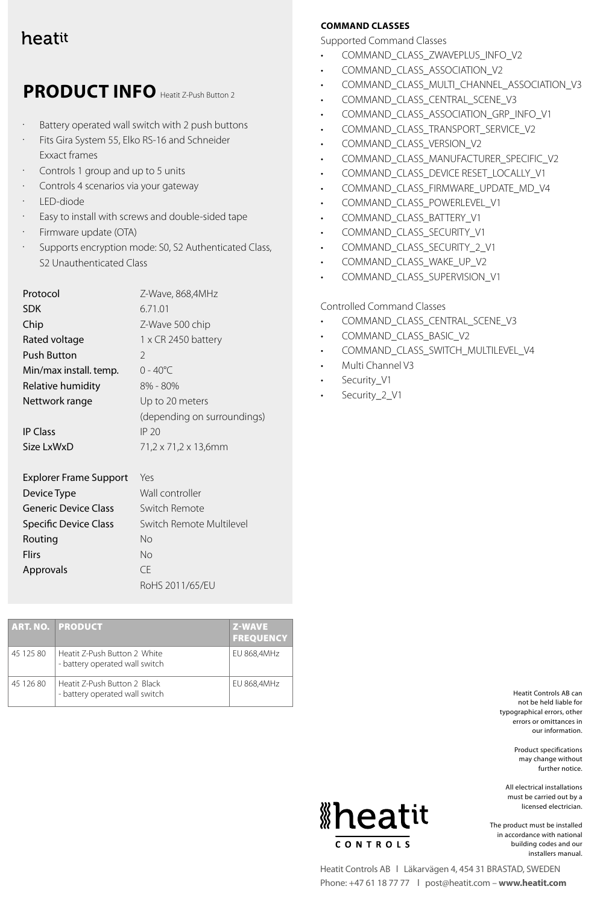heatit

# PRODUCT INFO

Heatit Z-Push Button 2

- Battery operated wall switch with 2 push buttons
- Fits Gira System 55, Elko RS-16 and Schneider Exxact frames
- Controls 1 group and up to 5 units
- Controls 4 scenarios via your gateway
- LED-diode
- Easy to install with screws and double-sided tape
- Firmware update (OTA)
- Supports encryption mode: S0, S2 Authenticated Class, S2 Unauthenticated Class

| | |
|---|---|
| Protocol | Z-Wave, 868,4MHz |
| SDK | 6.71.01 |
| Chip | Z-Wave 500 chip |
| Rated voltage | 1 x CR 2450 battery |
| Push Button | 2 |
| Min/max install. temp. | 0 - 40°C |
| Relative humidity | 8% - 80% |
| Nettwork range | Up to 20 meters (depending on surroundings) |
| IP Class | IP 20 |
| Size LxWxD | 71,2 x 71,2 x 13,6mm |

| | |
|---|---|
| Explorer Frame Support | Yes |
| Device Type | Wall controller |
| Generic Device Class | Switch Remote |
| Specific Device Class | Switch Remote Multilevel |
| Routing | No |
| Flirs | No |
| Approvals | CE<br>RoHS 2011/65/EU |

| ART. NO. | PRODUCT | Z-WAVE FREQUENCY |
|---|---|---|
| 45 125 80 | Heatit Z-Push Button 2 White - battery operated wall switch | EU 868,4MHz |
| 45 126 80 | Heatit Z-Push Button 2 Black - battery operated wall switch | EU 868,4MHz |

## COMMAND CLASSES

Supported Command Classes

- COMMAND_CLASS_ZWAVEPLUS_INFO_V2
- COMMAND_CLASS_ASSOCIATION_V2
- COMMAND_CLASS_MULTI_CHANNEL_ASSOCIATION_V3
- COMMAND_CLASS_CENTRAL_SCENE_V3
- COMMAND_CLASS_ASSOCIATION_GRP_INFO_V1
- COMMAND_CLASS_TRANSPORT_SERVICE_V2
- COMMAND_CLASS_VERSION_V2
- COMMAND_CLASS_MANUFACTURER_SPECIFIC_V2
- COMMAND_CLASS_DEVICE RESET_LOCALLY_V1
- COMMAND_CLASS_FIRMWARE_UPDATE_MD_V4
- COMMAND_CLASS_POWERLEVEL_V1
- COMMAND_CLASS_BATTERY_V1
- COMMAND_CLASS_SECURITY_V1
- COMMAND_CLASS_SECURITY_2_V1
- COMMAND_CLASS_WAKE_UP_V2
- COMMAND_CLASS_SUPERVISION_V1

Controlled Command Classes

- COMMAND_CLASS_CENTRAL_SCENE_V3
- COMMAND_CLASS_BASIC_V2
- COMMAND_CLASS_SWITCH_MULTILEVEL_V4
- Multi Channel V3
- Security_V1
- Security_2_V1

Heatit Controls AB can not be held liable for typographical errors, other errors or omittances in our information.

Product specifications may change without further notice.

All electrical installations must be carried out by a licensed electrician.

The product must be installed in accordance with national building codes and our installers manual.

heatit CONTROLS

Heatit Controls AB | Läkarvägen 4, 454 31 BRASTAD, SWEDEN
Phone: +47 61 18 77 77 | post@heatit.com – **www.heatit.com**